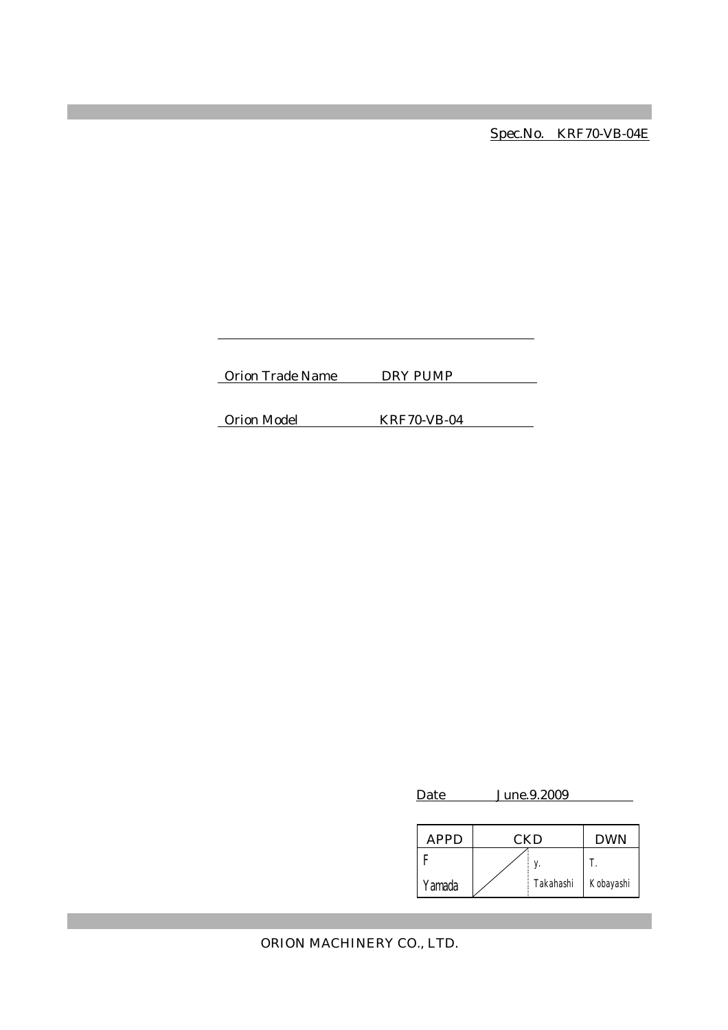Spec.No. KRF70-VB-04E

Orion Trade Name DRY PUMP

Orion Model KRF70-VB-04

Date June.9.2009

| APPD | CKD | | DWN |
|---|---|---|---|
| F Yamada | | y. Takahashi | T. Kobayashi |

ORION MACHINERY CO., LTD.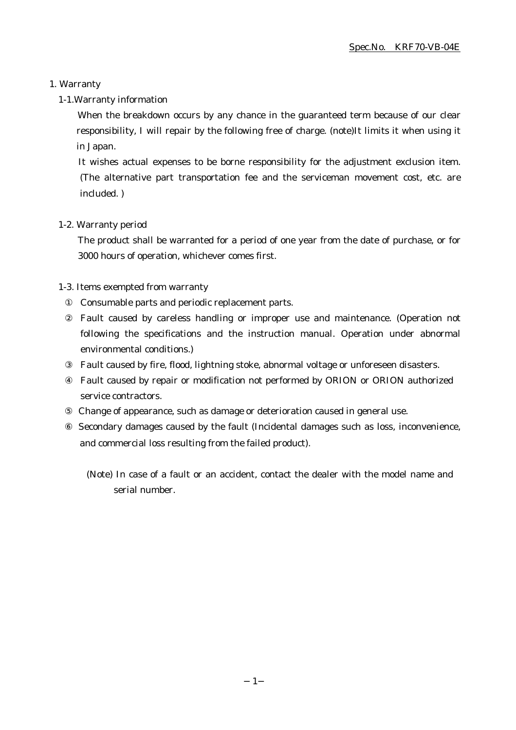# 1. Warranty

## 1-1.Warranty information

When the breakdown occurs by any chance in the guaranteed term because of our clear responsibility, I will repair by the following free of charge. (note)It limits it when using it in Japan.

It wishes actual expenses to be borne responsibility for the adjustment exclusion item. (The alternative part transportation fee and the serviceman movement cost, etc. are included. )

## 1-2. Warranty period

The product shall be warranted for a period of one year from the date of purchase, or for 3000 hours of operation, whichever comes first.

## 1-3. Items exempted from warranty

① Consumable parts and periodic replacement parts.

② Fault caused by careless handling or improper use and maintenance. (Operation not following the specifications and the instruction manual. Operation under abnormal environmental conditions.)

③ Fault caused by fire, flood, lightning stoke, abnormal voltage or unforeseen disasters.

④ Fault caused by repair or modification not performed by ORION or ORION authorized service contractors.

⑤ Change of appearance, such as damage or deterioration caused in general use.

⑥ Secondary damages caused by the fault (Incidental damages such as loss, inconvenience, and commercial loss resulting from the failed product).

(Note) In case of a fault or an accident, contact the dealer with the model name and serial number.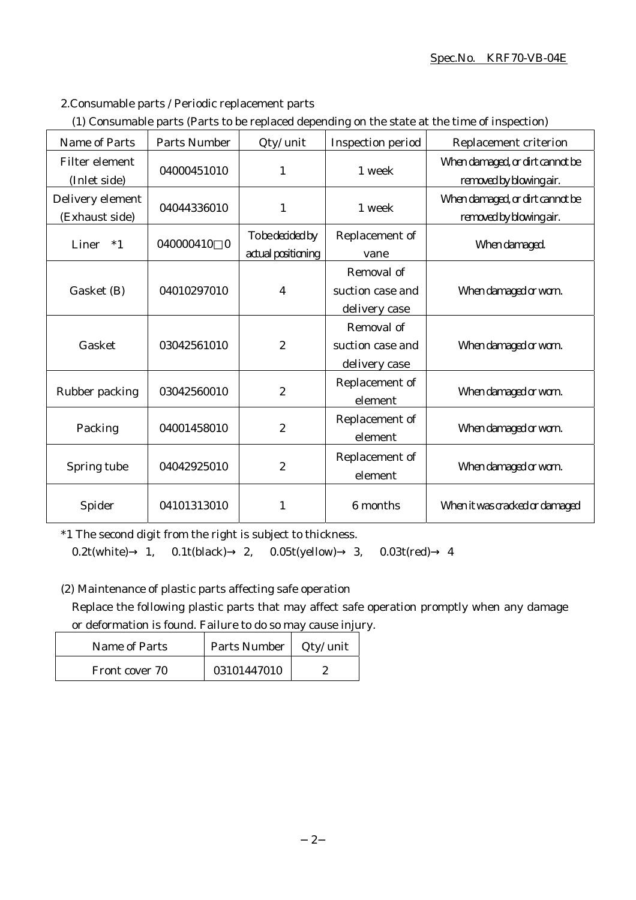## 2.Consumable parts / Periodic replacement parts

(1) Consumable parts (Parts to be replaced depending on the state at the time of inspection)

| Name of Parts | Parts Number | Qty/unit | Inspection period | Replacement criterion |
|---|---|---|---|---|
| Filter element (Inlet side) | 04000451010 | 1 | 1 week | When damaged, or dirt cannot be removed by blowing air. |
| Delivery element (Exhaust side) | 04044336010 | 1 | 1 week | When damaged, or dirt cannot be removed by blowing air. |
| Liner *1 | 040000410□0 | To be decided by actual positioning | Replacement of vane | When damaged. |
| Gasket (B) | 04010297010 | 4 | Removal of suction case and delivery case | When damaged or worn. |
| Gasket | 03042561010 | 2 | Removal of suction case and delivery case | When damaged or worn. |
| Rubber packing | 03042560010 | 2 | Replacement of element | When damaged or worn. |
| Packing | 04001458010 | 2 | Replacement of element | When damaged or worn. |
| Spring tube | 04042925010 | 2 | Replacement of element | When damaged or worn. |
| Spider | 04101313010 | 1 | 6 months | When it was cracked or damaged |

*1 The second digit from the right is subject to thickness.
0.2t(white)→ 1, 0.1t(black)→ 2, 0.05t(yellow)→ 3, 0.03t(red)→ 4

(2) Maintenance of plastic parts affecting safe operation
Replace the following plastic parts that may affect safe operation promptly when any damage or deformation is found. Failure to do so may cause injury.

| Name of Parts | Parts Number | Qty/unit |
|---|---|---|
| Front cover 70 | 03101447010 | 2 |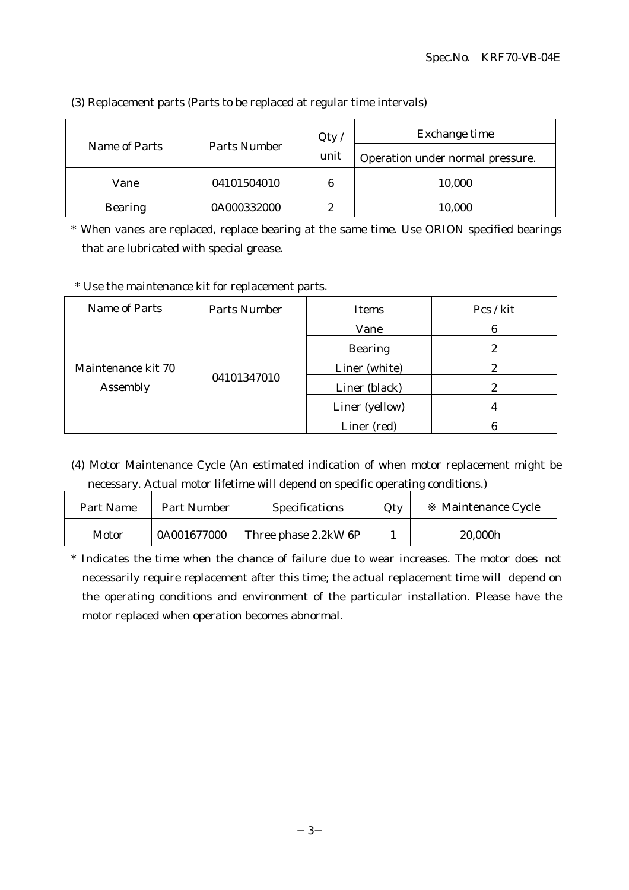(3) Replacement parts (Parts to be replaced at regular time intervals)

| Name of Parts | Parts Number | Qty / unit | Exchange time |
|---|---|---|---|
| | | | Operation under normal pressure. |
| Vane | 04101504010 | 6 | 10,000 |
| Bearing | 0A000332000 | 2 | 10,000 |

* When vanes are replaced, replace bearing at the same time. Use ORION specified bearings that are lubricated with special grease.

* Use the maintenance kit for replacement parts.

| Name of Parts | Parts Number | Items | Pcs / kit |
|---|---|---|---|
| Maintenance kit 70 Assembly | 04101347010 | Vane | 6 |
| | | Bearing | 2 |
| | | Liner (white) | 2 |
| | | Liner (black) | 2 |
| | | Liner (yellow) | 4 |
| | | Liner (red) | 6 |

(4) Motor Maintenance Cycle (An estimated indication of when motor replacement might be necessary. Actual motor lifetime will depend on specific operating conditions.)

| Part Name | Part Number | Specifications | Qty | ※ Maintenance Cycle |
|---|---|---|---|---|
| Motor | 0A001677000 | Three phase 2.2kW 6P | 1 | 20,000h |

* Indicates the time when the chance of failure due to wear increases. The motor does not necessarily require replacement after this time; the actual replacement time will depend on the operating conditions and environment of the particular installation. Please have the motor replaced when operation becomes abnormal.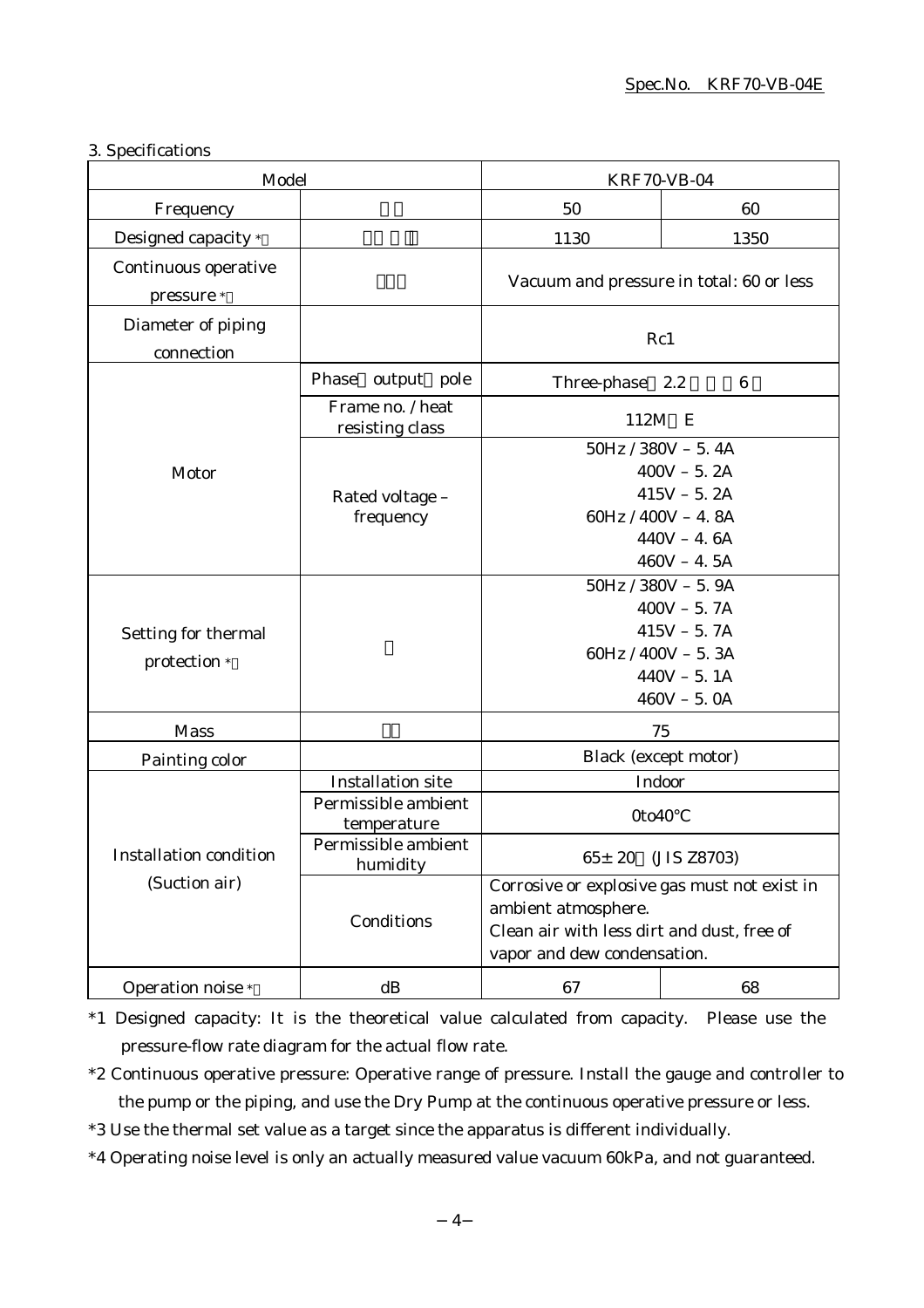## 3. Specifications

| Model | | KRF70-VB-04 | |
|---|---|---|---|
| Frequency | | 50 | 60 |
| Designed capacity * | | 1130 | 1350 |
| Continuous operative pressure * | | Vacuum and pressure in total: 60 or less | |
| Diameter of piping connection | | Rc1 | |
| Motor | Phase output pole | Three-phase 2.2 6 | |
| | Frame no. / heat resisting class | 112M E | |
| | Rated voltage – frequency | 50Hz / 380V – 5. 4A<br>400V – 5. 2A<br>415V – 5. 2A<br>60Hz / 400V – 4. 8A<br>440V – 4. 6A<br>460V – 4. 5A | |
| Setting for thermal protection * | | 50Hz / 380V – 5. 9A<br>400V – 5. 7A<br>415V – 5. 7A<br>60Hz / 400V – 5. 3A<br>440V – 5. 1A<br>460V – 5. 0A | |
| Mass | | 75 | |
| Painting color | | Black (except motor) | |
| Installation condition (Suction air) | Installation site | Indoor | |
| | Permissible ambient temperature | 0to40℃ | |
| | Permissible ambient humidity | 65± 20 (JIS Z8703) | |
| | Conditions | Corrosive or explosive gas must not exist in ambient atmosphere.<br>Clean air with less dirt and dust, free of vapor and dew condensation. | |
| Operation noise * | dB | 67 | 68 |

*1 Designed capacity: It is the theoretical value calculated from capacity. Please use the pressure-flow rate diagram for the actual flow rate.

*2 Continuous operative pressure: Operative range of pressure. Install the gauge and controller to the pump or the piping, and use the Dry Pump at the continuous operative pressure or less.

*3 Use the thermal set value as a target since the apparatus is different individually.

*4 Operating noise level is only an actually measured value vacuum 60kPa, and not guaranteed.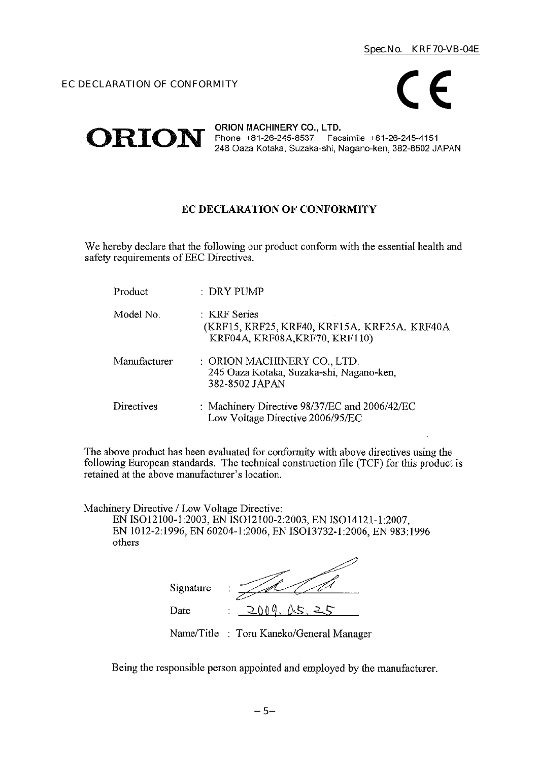Spec.No. KRF70-VB-04E

EC DECLARATION OF CONFORMITY

CE

**ORION**

**ORION MACHINERY CO., LTD.**
Phone +81-26-245-8537 Facsimile +81-26-245-4151
246 Oaza Kotaka, Suzaka-shi, Nagano-ken, 382-8502 JAPAN

## EC DECLARATION OF CONFORMITY

We hereby declare that the following our product conform with the essential health and safety requirements of EEC Directives.

| | |
|---|---|
| Product | : DRY PUMP |
| Model No. | : KRF Series<br>(KRF15, KRF25, KRF40, KRF15A, KRF25A, KRF40A KRF04A, KRF08A,KRF70, KRF110) |
| Manufacturer | : ORION MACHINERY CO., LTD.<br>246 Oaza Kotaka, Suzaka-shi, Nagano-ken, 382-8502 JAPAN |
| Directives | : Machinery Directive 98/37/EC and 2006/42/EC<br>Low Voltage Directive 2006/95/EC |

The above product has been evaluated for conformity with above directives using the following European standards. The technical construction file (TCF) for this product is retained at the above manufacturer's location.

Machinery Directive / Low Voltage Directive:
EN ISO12100-1:2003, EN ISO12100-2:2003, EN ISO14121-1:2007, EN 1012-2:1996, EN 60204-1:2006, EN ISO13732-1:2006, EN 983:1996 others

Signature :

Date : 2009. 05. 25

Name/Title : Toru Kaneko/General Manager

Being the responsible person appointed and employed by the manufacturer.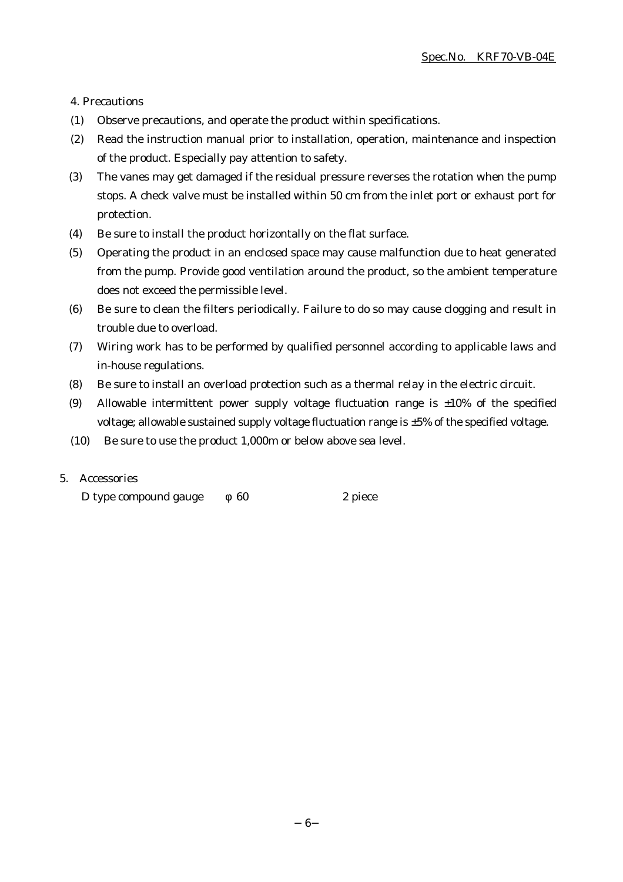## 4. Precautions

(1) Observe precautions, and operate the product within specifications.

(2) Read the instruction manual prior to installation, operation, maintenance and inspection of the product. Especially pay attention to safety.

(3) The vanes may get damaged if the residual pressure reverses the rotation when the pump stops. A check valve must be installed within 50 cm from the inlet port or exhaust port for protection.

(4) Be sure to install the product horizontally on the flat surface.

(5) Operating the product in an enclosed space may cause malfunction due to heat generated from the pump. Provide good ventilation around the product, so the ambient temperature does not exceed the permissible level.

(6) Be sure to clean the filters periodically. Failure to do so may cause clogging and result in trouble due to overload.

(7) Wiring work has to be performed by qualified personnel according to applicable laws and in-house regulations.

(8) Be sure to install an overload protection such as a thermal relay in the electric circuit.

(9) Allowable intermittent power supply voltage fluctuation range is ±10% of the specified voltage; allowable sustained supply voltage fluctuation range is ±5% of the specified voltage.

(10) Be sure to use the product 1,000m or below above sea level.

## 5. Accessories

D type compound gauge  φ 60  2 piece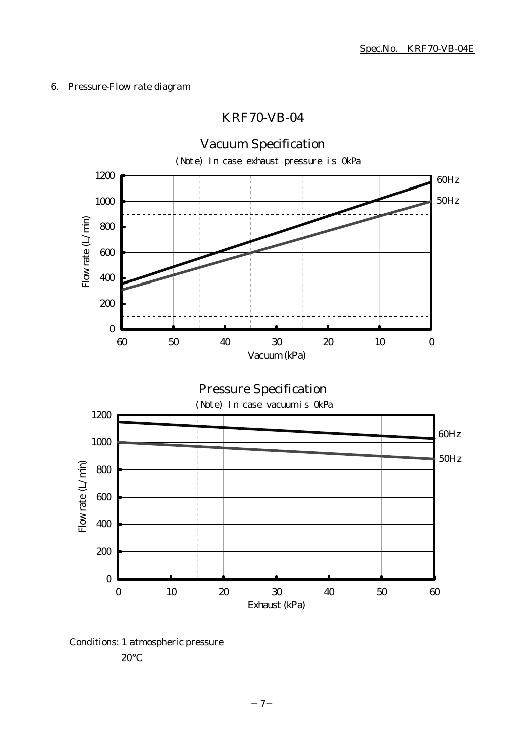Spec.No. KRF70-VB-04E

6. Pressure-Flow rate diagram

## KRF70-VB-04

### Vacuum Specification

(Note) In case exhaust pressure is 0kPa

Flow rate (L/min)

1200, 1000, 800, 600, 400, 200, 0

60, 50, 40, 30, 20, 10, 0

Vacuum (kPa)

60Hz

50Hz

### Pressure Specification

(Note) In case vacuum is 0kPa

Flow rate (L/min)

1200, 1000, 800, 600, 400, 200, 0

0, 10, 20, 30, 40, 50, 60

Exhaust (kPa)

60Hz

50Hz

Conditions: 1 atmospheric pressure

20°C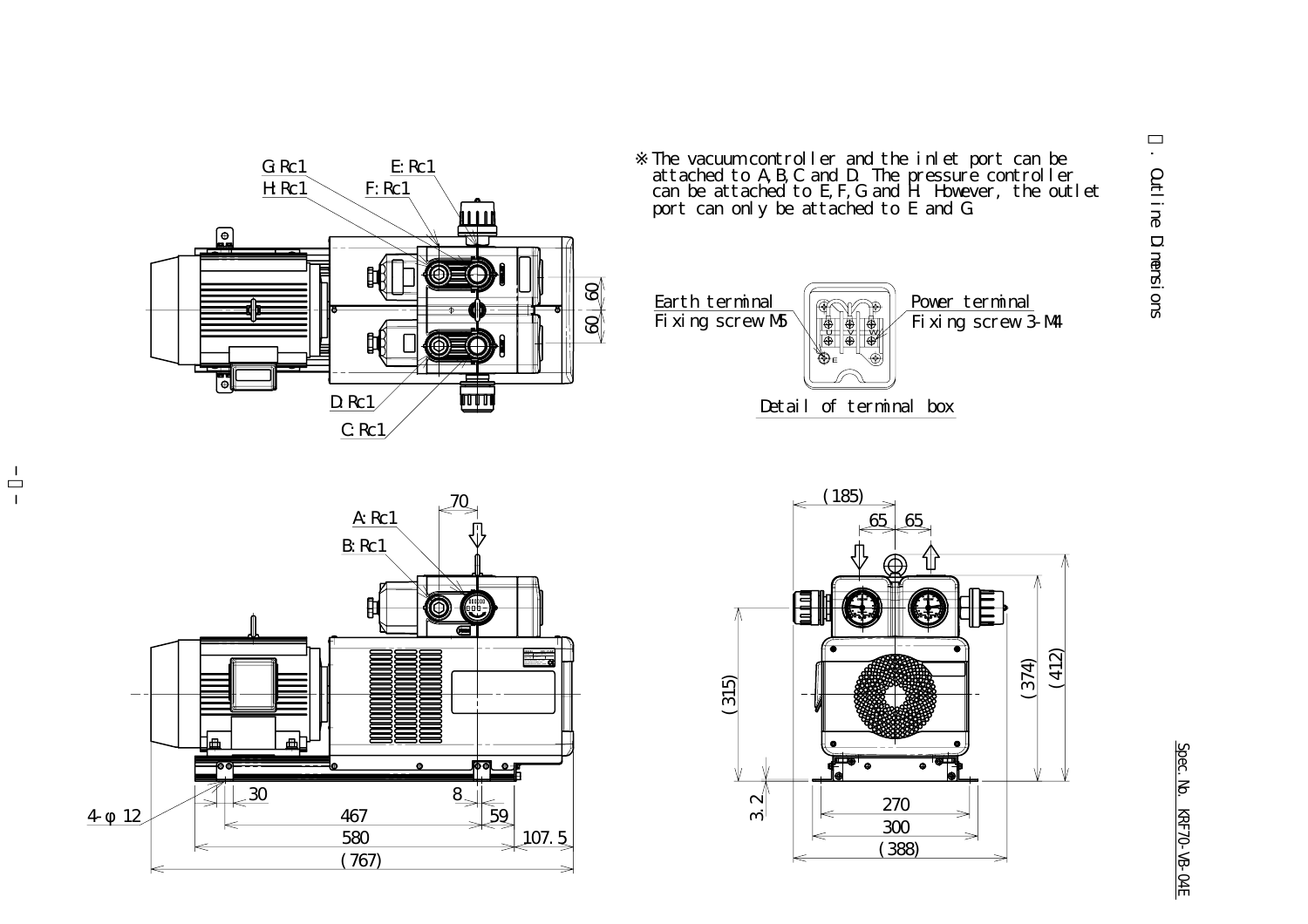## □. Outline Dimensions

※ The vacuum controller and the inlet port can be attached to A, B, C and D. The pressure controller can be attached to E, F, G and H. However, the outlet port can only be attached to E and G.

G: Rc1
H: Rc1
E: Rc1
F: Rc1
D: Rc1
C: Rc1
60
60

Earth terminal
Fixing screw M5

Power terminal
Fixing screw 3-M4

U V W
E

Detail of terminal box

A: Rc1
B: Rc1
70
4-φ12
30
8
467
59
580
107.5
(767)

(185)
65
65
(315)
(374)
(412)
3.2
270
300
(388)

Spec. No. KRF70-VB-04E